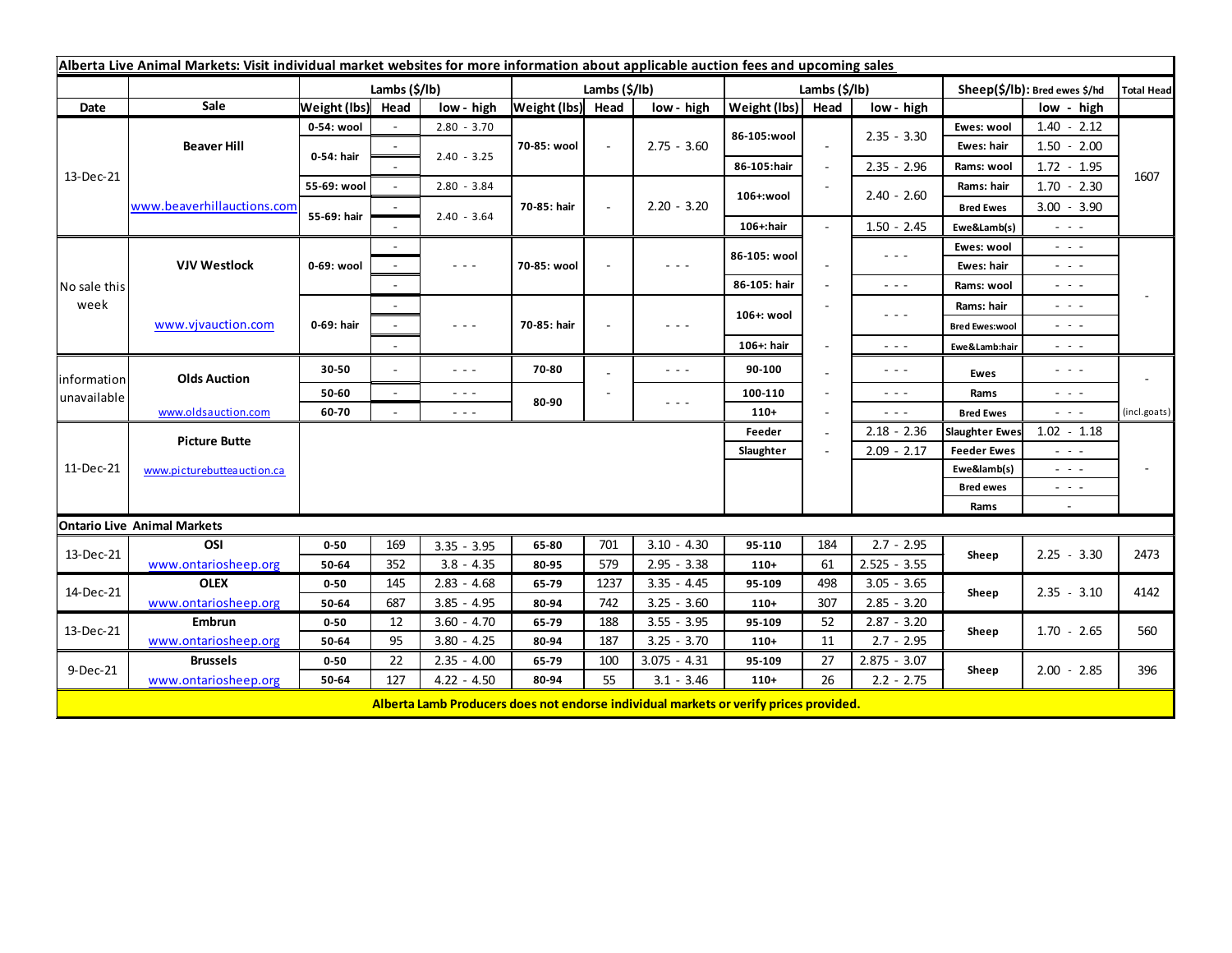**Alberta Live Animal Markets: Visit individual market websites for more information about applicable auction fees and upcoming sales**

| | | Lambs ($/lb) | | | Lambs ($/lb) | | | Lambs ($/lb) | | | Sheep($/lb): Bred ewes $/hd | | Total Head |
|---|---|---|---|---|---|---|---|---|---|---|---|---|---|
| Date | Sale | Weight (lbs) | Head | low - high | Weight (lbs) | Head | low - high | Weight (lbs) | Head | low - high | | low - high | |
| 13-Dec-21 | Beaver Hill www.beaverhillauctions.com | 0-54: wool | - | 2.80 - 3.70 | 70-85: wool | - | 2.75 - 3.60 | 86-105:wool | - | 2.35 - 3.30 | Ewes: wool | 1.40 - 2.12 | 1607 |
| | | 0-54: hair | - | 2.40 - 3.25 | | | | | | | Ewes: hair | 1.50 - 2.00 | |
| | | | - | | | | | 86-105:hair | - | 2.35 - 2.96 | Rams: wool | 1.72 - 1.95 | |
| | | 55-69: wool | - | 2.80 - 3.84 | 70-85: hair | - | 2.20 - 3.20 | 106+:wool | - | 2.40 - 2.60 | Rams: hair | 1.70 - 2.30 | |
| | | 55-69: hair | - | 2.40 - 3.64 | | | | | | | Bred Ewes | 3.00 - 3.90 | |
| | | | - | | | | | 106+:hair | - | 1.50 - 2.45 | Ewe&Lamb(s) | - - - | |
| No sale this week | VJV Westlock www.vjvauction.com | 0-69: wool | - | - - - | 70-85: wool | - | - - - | 86-105: wool | - | - - - | Ewes: wool | - - - | - |
| | | | - | | | | | | | | Ewes: hair | - - - | |
| | | | - | | | | | 86-105: hair | - | - - - | Rams: wool | - - - | |
| | | 0-69: hair | - | - - - | 70-85: hair | - | - - - | 106+: wool | - | - - - | Rams: hair | - - - | |
| | | | - | | | | | | | | Bred Ewes:wool | - - - | |
| | | | - | | | | | 106+: hair | - | - - - | Ewe&Lamb:hair | - - - | |
| information unavailable | Olds Auction www.oldsauction.com | 30-50 | - | - - - | 70-80 | - | - - - | 90-100 | - | - - - | Ewes | - - - | - (incl.goats) |
| | | 50-60 | - | - - - | 80-90 | - | - - - | 100-110 | - | - - - | Rams | - - - | |
| | | 60-70 | - | - - - | | | | 110+ | - | - - - | Bred Ewes | - - - | |
| 11-Dec-21 | Picture Butte www.picturebutteauction.ca | | | | | | | Feeder | - | 2.18 - 2.36 | Slaughter Ewes | 1.02 - 1.18 | - |
| | | | | | | | | Slaughter | - | 2.09 - 2.17 | Feeder Ewes | - - - | |
| | | | | | | | | | | | Ewe&lamb(s) | - - - | |
| | | | | | | | | | | | Bred ewes | - - - | |
| | | | | | | | | | | | Rams | - | |

**Ontario Live Animal Markets**

| Date | Sale | Weight (lbs) | Head | low - high | Weight (lbs) | Head | low - high | Weight (lbs) | Head | low - high | | low - high | Total Head |
|---|---|---|---|---|---|---|---|---|---|---|---|---|---|
| 13-Dec-21 | OSI www.ontariosheep.org | 0-50 | 169 | 3.35 - 3.95 | 65-80 | 701 | 3.10 - 4.30 | 95-110 | 184 | 2.7 - 2.95 | Sheep | 2.25 - 3.30 | 2473 |
| | | 50-64 | 352 | 3.8 - 4.35 | 80-95 | 579 | 2.95 - 3.38 | 110+ | 61 | 2.525 - 3.55 | | | |
| 14-Dec-21 | OLEX www.ontariosheep.org | 0-50 | 145 | 2.83 - 4.68 | 65-79 | 1237 | 3.35 - 4.45 | 95-109 | 498 | 3.05 - 3.65 | Sheep | 2.35 - 3.10 | 4142 |
| | | 50-64 | 687 | 3.85 - 4.95 | 80-94 | 742 | 3.25 - 3.60 | 110+ | 307 | 2.85 - 3.20 | | | |
| 13-Dec-21 | Embrun www.ontariosheep.org | 0-50 | 12 | 3.60 - 4.70 | 65-79 | 188 | 3.55 - 3.95 | 95-109 | 52 | 2.87 - 3.20 | Sheep | 1.70 - 2.65 | 560 |
| | | 50-64 | 95 | 3.80 - 4.25 | 80-94 | 187 | 3.25 - 3.70 | 110+ | 11 | 2.7 - 2.95 | | | |
| 9-Dec-21 | Brussels www.ontariosheep.org | 0-50 | 22 | 2.35 - 4.00 | 65-79 | 100 | 3.075 - 4.31 | 95-109 | 27 | 2.875 - 3.07 | Sheep | 2.00 - 2.85 | 396 |
| | | 50-64 | 127 | 4.22 - 4.50 | 80-94 | 55 | 3.1 - 3.46 | 110+ | 26 | 2.2 - 2.75 | | | |

**Alberta Lamb Producers does not endorse individual markets or verify prices provided.**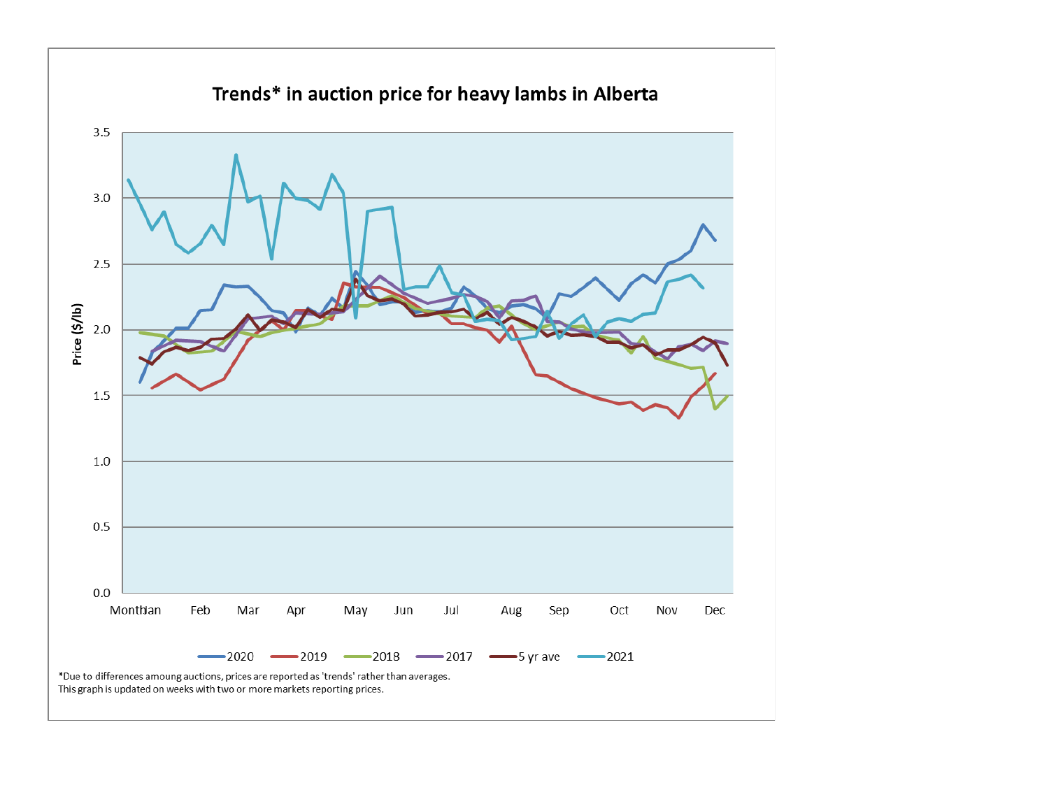# Trends* in auction price for heavy lambs in Alberta

Price ($/lb)

3.5
3.0
2.5
2.0
1.5
1.0
0.5
0.0

Month Jan Feb Mar Apr May Jun Jul Aug Sep Oct Nov Dec

2020 2019 2018 2017 5 yr ave 2021

*Due to differences amoung auctions, prices are reported as 'trends' rather than averages.
This graph is updated on weeks with two or more markets reporting prices.